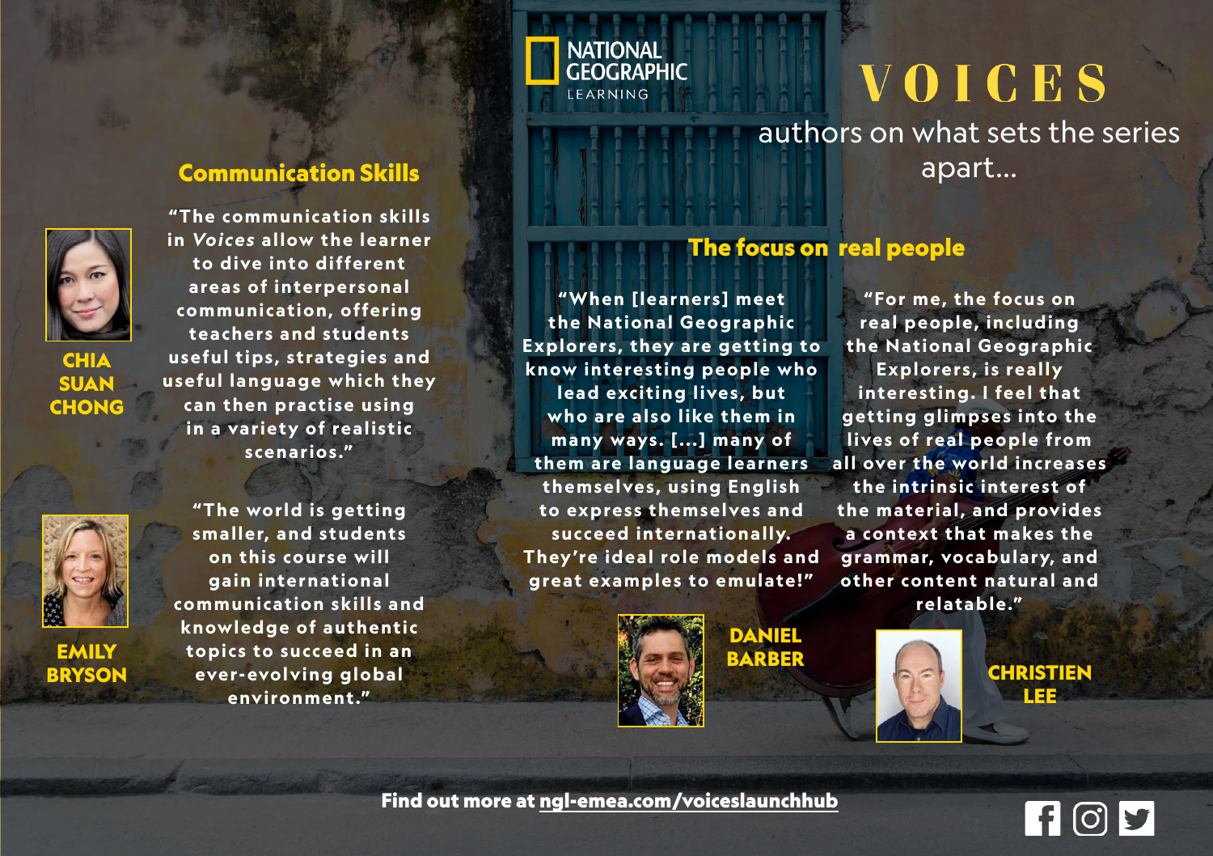NATIONAL GEOGRAPHIC LEARNING

# VOICES

authors on what sets the series apart...

## Communication Skills

"The communication skills in *Voices* allow the learner to dive into different areas of interpersonal communication, offering teachers and students useful tips, strategies and useful language which they can then practise using in a variety of realistic scenarios."

**CHIA SUAN CHONG**

"The world is getting smaller, and students on this course will gain international communication skills and knowledge of authentic topics to succeed in an ever-evolving global environment."

**EMILY BRYSON**

## The focus on real people

"When [learners] meet the National Geographic Explorers, they are getting to know interesting people who lead exciting lives, but who are also like them in many ways. [...] many of them are language learners themselves, using English to express themselves and succeed internationally. They're ideal role models and great examples to emulate!"

**DANIEL BARBER**

"For me, the focus on real people, including the National Geographic Explorers, is really interesting. I feel that getting glimpses into the lives of real people from all over the world increases the intrinsic interest of the material, and provides a context that makes the grammar, vocabulary, and other content natural and relatable."

**CHRISTIEN LEE**

**Find out more at ngl-emea.com/voiceslaunchhub**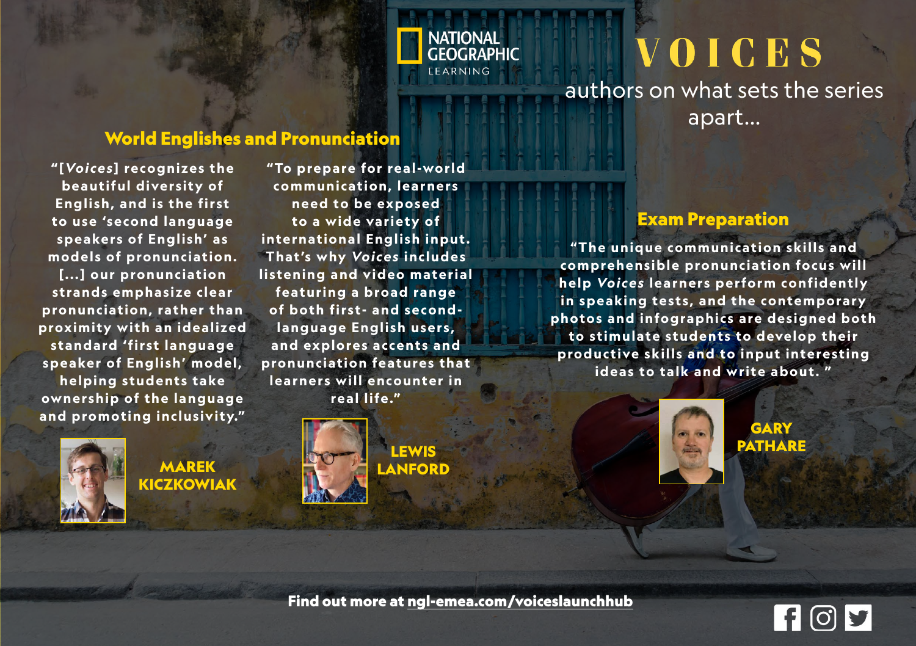NATIONAL GEOGRAPHIC LEARNING

# VOICES

authors on what sets the series apart...

## World Englishes and Pronunciation

"[*Voices*] recognizes the beautiful diversity of English, and is the first to use 'second language speakers of English' as models of pronunciation. [...] our pronunciation strands emphasize clear pronunciation, rather than proximity with an idealized standard 'first language speaker of English' model, helping students take ownership of the language and promoting inclusivity."

**MAREK KICZKOWIAK**

"To prepare for real-world communication, learners need to be exposed to a wide variety of international English input. That's why *Voices* includes listening and video material featuring a broad range of both first- and second-language English users, and explores accents and pronunciation features that learners will encounter in real life."

**LEWIS LANFORD**

## Exam Preparation

"The unique communication skills and comprehensible pronunciation focus will help *Voices* learners perform confidently in speaking tests, and the contemporary photos and infographics are designed both to stimulate students to develop their productive skills and to input interesting ideas to talk and write about. "

**GARY PATHARE**

**Find out more at ngl-emea.com/voiceslaunchhub**